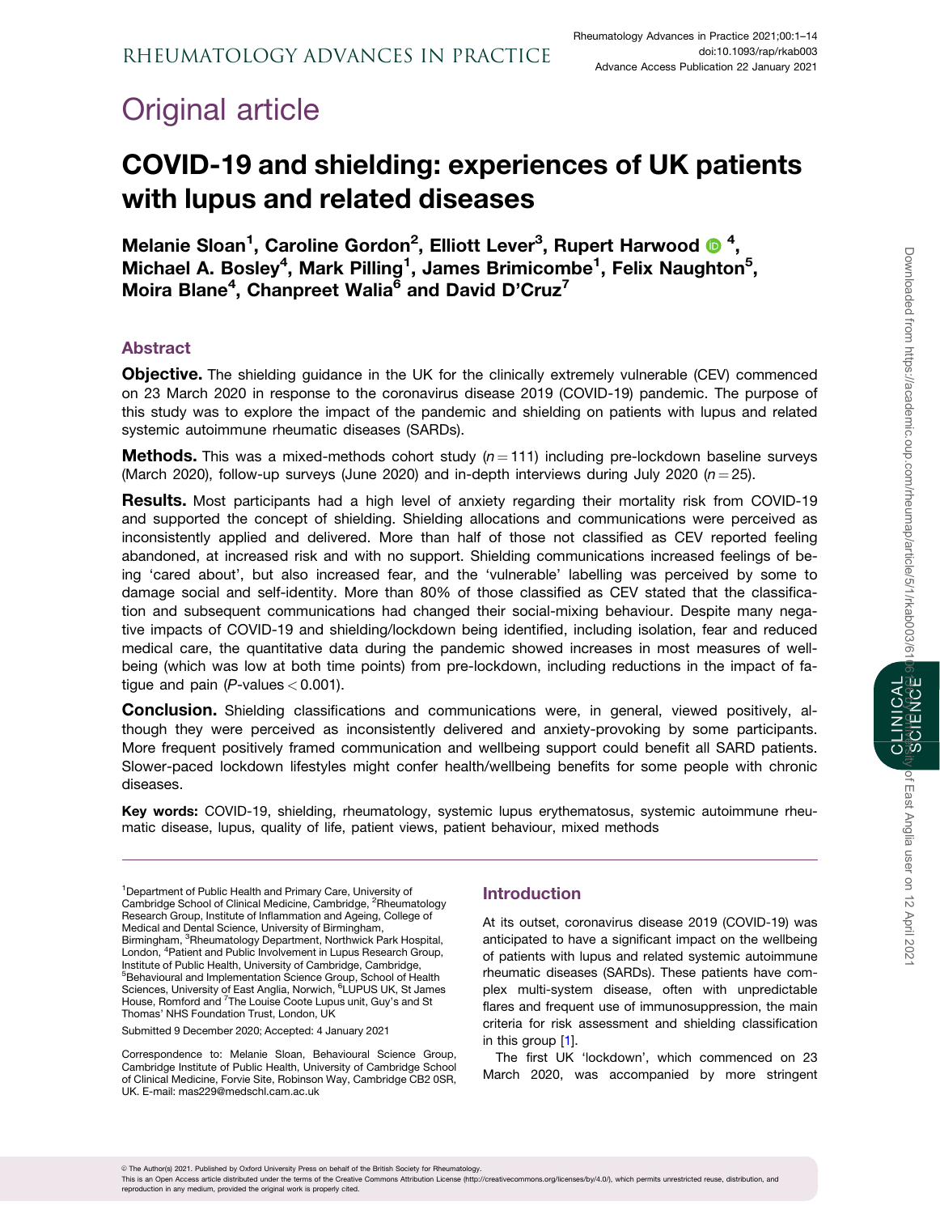Original article

# COVID-19 and shielding: experiences of UK patients with lupus and related diseases

**Melanie Sloan[1], Caroline Gordon[2], Elliott Lever[3], Rupert Harwood[4], Michael A. Bosley[4], Mark Pilling[1], James Brimicombe[1], Felix Naughton[5], Moira Blane[4], Chanpreet Walia[6] and David D'Cruz[7]**

## Abstract

**Objective.** The shielding guidance in the UK for the clinically extremely vulnerable (CEV) commenced on 23 March 2020 in response to the coronavirus disease 2019 (COVID-19) pandemic. The purpose of this study was to explore the impact of the pandemic and shielding on patients with lupus and related systemic autoimmune rheumatic diseases (SARDs).

**Methods.** This was a mixed-methods cohort study ($n = 111$) including pre-lockdown baseline surveys (March 2020), follow-up surveys (June 2020) and in-depth interviews during July 2020 ($n = 25$).

**Results.** Most participants had a high level of anxiety regarding their mortality risk from COVID-19 and supported the concept of shielding. Shielding allocations and communications were perceived as inconsistently applied and delivered. More than half of those not classified as CEV reported feeling abandoned, at increased risk and with no support. Shielding communications increased feelings of being 'cared about', but also increased fear, and the 'vulnerable' labelling was perceived by some to damage social and self-identity. More than 80% of those classified as CEV stated that the classification and subsequent communications had changed their social-mixing behaviour. Despite many negative impacts of COVID-19 and shielding/lockdown being identified, including isolation, fear and reduced medical care, the quantitative data during the pandemic showed increases in most measures of wellbeing (which was low at both time points) from pre-lockdown, including reductions in the impact of fatigue and pain ($P$-values $< 0.001$).

**Conclusion.** Shielding classifications and communications were, in general, viewed positively, although they were perceived as inconsistently delivered and anxiety-provoking by some participants. More frequent positively framed communication and wellbeing support could benefit all SARD patients. Slower-paced lockdown lifestyles might confer health/wellbeing benefits for some people with chronic diseases.

**Key words:** COVID-19, shielding, rheumatology, systemic lupus erythematosus, systemic autoimmune rheumatic disease, lupus, quality of life, patient views, patient behaviour, mixed methods

[1]Department of Public Health and Primary Care, University of Cambridge School of Clinical Medicine, Cambridge, [2]Rheumatology Research Group, Institute of Inflammation and Ageing, College of Medical and Dental Science, University of Birmingham, Birmingham, [3]Rheumatology Department, Northwick Park Hospital, London, [4]Patient and Public Involvement in Lupus Research Group, Institute of Public Health, University of Cambridge, Cambridge, [5]Behavioural and Implementation Science Group, School of Health Sciences, University of East Anglia, Norwich, [6]LUPUS UK, St James House, Romford and [7]The Louise Coote Lupus unit, Guy's and St Thomas' NHS Foundation Trust, London, UK

Submitted 9 December 2020; Accepted: 4 January 2021

Correspondence to: Melanie Sloan, Behavioural Science Group, Cambridge Institute of Public Health, University of Cambridge School of Clinical Medicine, Forvie Site, Robinson Way, Cambridge CB2 0SR, UK. E-mail: mas229@medschl.cam.ac.uk

## Introduction

At its outset, coronavirus disease 2019 (COVID-19) was anticipated to have a significant impact on the wellbeing of patients with lupus and related systemic autoimmune rheumatic diseases (SARDs). These patients have complex multi-system disease, often with unpredictable flares and frequent use of immunosuppression, the main criteria for risk assessment and shielding classification in this group [1].

The first UK 'lockdown', which commenced on 23 March 2020, was accompanied by more stringent

© The Author(s) 2021. Published by Oxford University Press on behalf of the British Society for Rheumatology.
This is an Open Access article distributed under the terms of the Creative Commons Attribution License (http://creativecommons.org/licenses/by/4.0/), which permits unrestricted reuse, distribution, and reproduction in any medium, provided the original work is properly cited.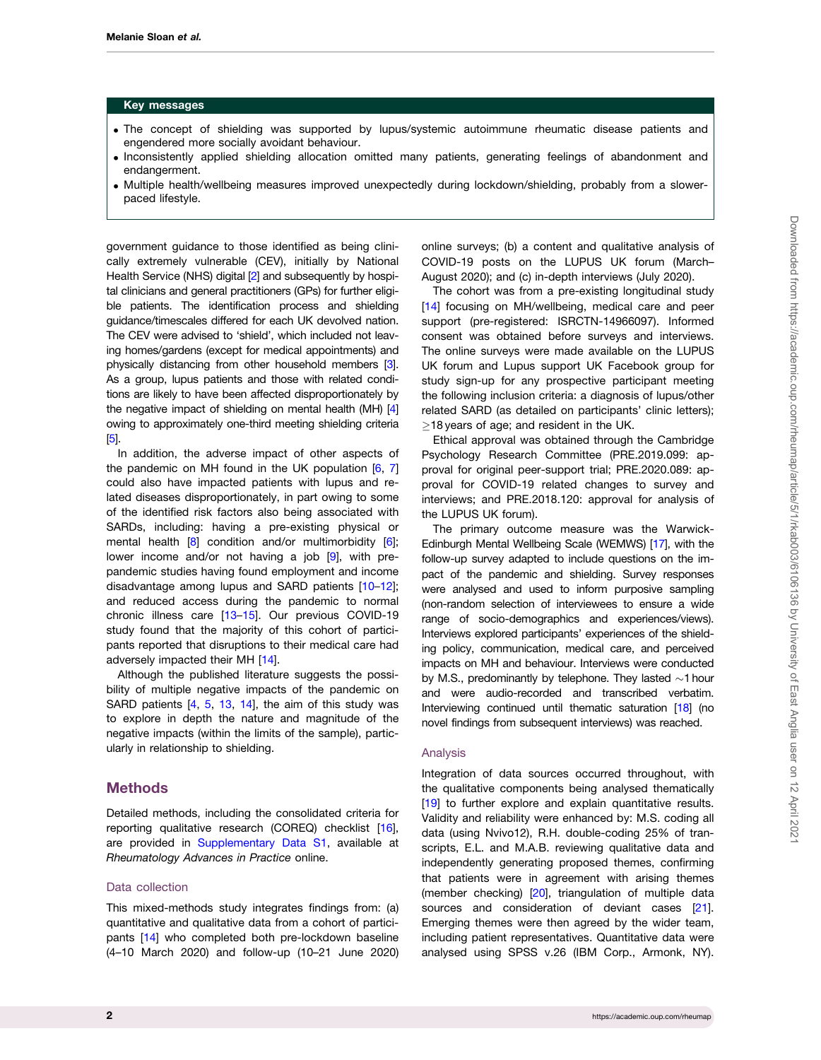**Key messages**

- The concept of shielding was supported by lupus/systemic autoimmune rheumatic disease patients and engendered more socially avoidant behaviour.
- Inconsistently applied shielding allocation omitted many patients, generating feelings of abandonment and endangerment.
- Multiple health/wellbeing measures improved unexpectedly during lockdown/shielding, probably from a slower-paced lifestyle.

government guidance to those identified as being clinically extremely vulnerable (CEV), initially by National Health Service (NHS) digital [2] and subsequently by hospital clinicians and general practitioners (GPs) for further eligible patients. The identification process and shielding guidance/timescales differed for each UK devolved nation. The CEV were advised to 'shield', which included not leaving homes/gardens (except for medical appointments) and physically distancing from other household members [3]. As a group, lupus patients and those with related conditions are likely to have been affected disproportionately by the negative impact of shielding on mental health (MH) [4] owing to approximately one-third meeting shielding criteria [5].

In addition, the adverse impact of other aspects of the pandemic on MH found in the UK population [6, 7] could also have impacted patients with lupus and related diseases disproportionately, in part owing to some of the identified risk factors also being associated with SARDs, including: having a pre-existing physical or mental health [8] condition and/or multimorbidity [6]; lower income and/or not having a job [9], with pre-pandemic studies having found employment and income disadvantage among lupus and SARD patients [10–12]; and reduced access during the pandemic to normal chronic illness care [13–15]. Our previous COVID-19 study found that the majority of this cohort of participants reported that disruptions to their medical care had adversely impacted their MH [14].

Although the published literature suggests the possibility of multiple negative impacts of the pandemic on SARD patients [4, 5, 13, 14], the aim of this study was to explore in depth the nature and magnitude of the negative impacts (within the limits of the sample), particularly in relationship to shielding.

## Methods

Detailed methods, including the consolidated criteria for reporting qualitative research (COREQ) checklist [16], are provided in Supplementary Data S1, available at *Rheumatology Advances in Practice* online.

### Data collection

This mixed-methods study integrates findings from: (a) quantitative and qualitative data from a cohort of participants [14] who completed both pre-lockdown baseline (4–10 March 2020) and follow-up (10–21 June 2020) online surveys; (b) a content and qualitative analysis of COVID-19 posts on the LUPUS UK forum (March–August 2020); and (c) in-depth interviews (July 2020).

The cohort was from a pre-existing longitudinal study [14] focusing on MH/wellbeing, medical care and peer support (pre-registered: ISRCTN-14966097). Informed consent was obtained before surveys and interviews. The online surveys were made available on the LUPUS UK forum and Lupus support UK Facebook group for study sign-up for any prospective participant meeting the following inclusion criteria: a diagnosis of lupus/other related SARD (as detailed on participants' clinic letters); ≥18 years of age; and resident in the UK.

Ethical approval was obtained through the Cambridge Psychology Research Committee (PRE.2019.099: approval for original peer-support trial; PRE.2020.089: approval for COVID-19 related changes to survey and interviews; and PRE.2018.120: approval for analysis of the LUPUS UK forum).

The primary outcome measure was the Warwick-Edinburgh Mental Wellbeing Scale (WEMWS) [17], with the follow-up survey adapted to include questions on the impact of the pandemic and shielding. Survey responses were analysed and used to inform purposive sampling (non-random selection of interviewees to ensure a wide range of socio-demographics and experiences/views). Interviews explored participants' experiences of the shielding policy, communication, medical care, and perceived impacts on MH and behaviour. Interviews were conducted by M.S., predominantly by telephone. They lasted ∼1 hour and were audio-recorded and transcribed verbatim. Interviewing continued until thematic saturation [18] (no novel findings from subsequent interviews) was reached.

### Analysis

Integration of data sources occurred throughout, with the qualitative components being analysed thematically [19] to further explore and explain quantitative results. Validity and reliability were enhanced by: M.S. coding all data (using Nvivo12), R.H. double-coding 25% of transcripts, E.L. and M.A.B. reviewing qualitative data and independently generating proposed themes, confirming that patients were in agreement with arising themes (member checking) [20], triangulation of multiple data sources and consideration of deviant cases [21]. Emerging themes were then agreed by the wider team, including patient representatives. Quantitative data were analysed using SPSS v.26 (IBM Corp., Armonk, NY).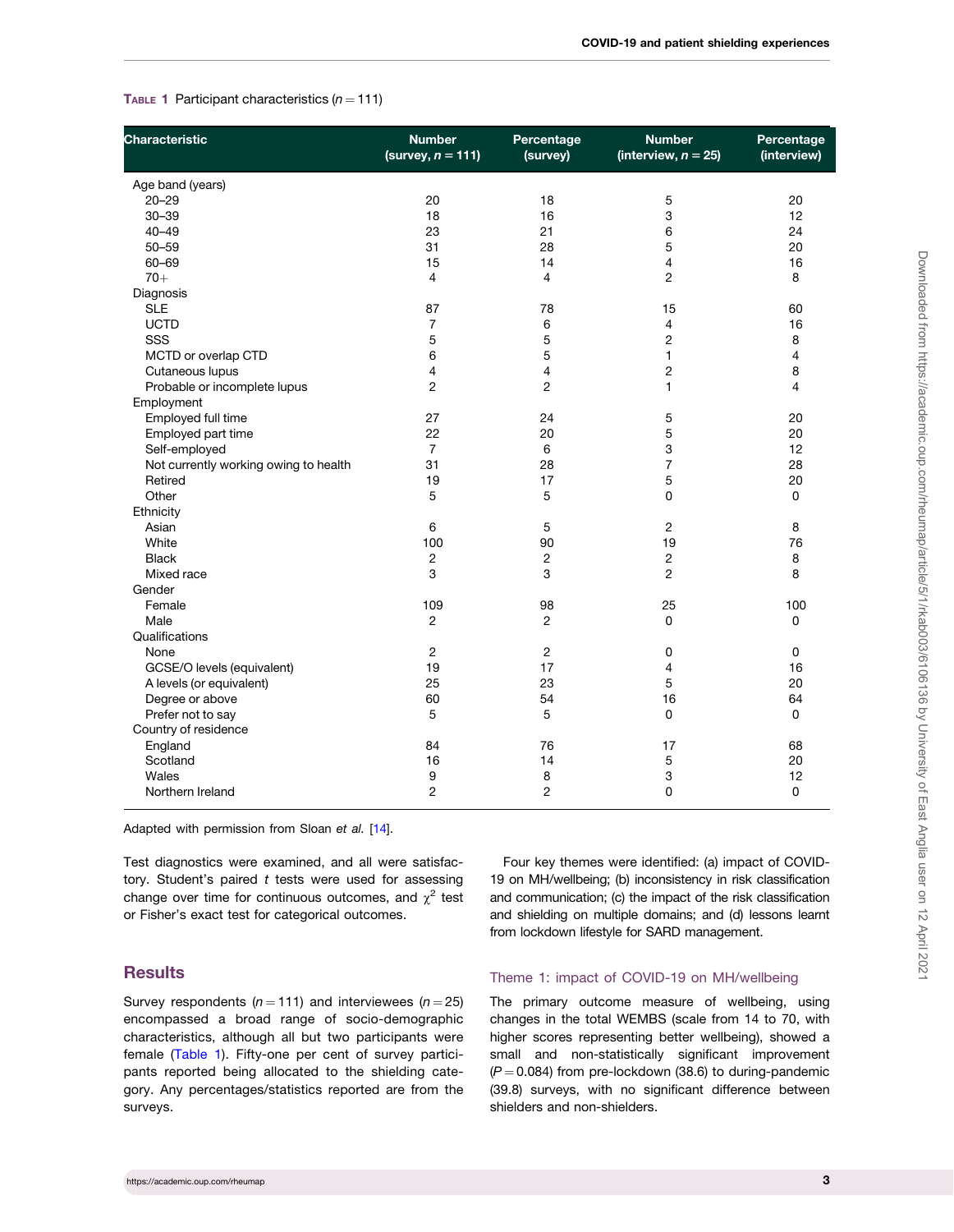**Table 1** Participant characteristics ($n = 111$)

| Characteristic | Number (survey, $n = 111$) | Percentage (survey) | Number (interview, $n = 25$) | Percentage (interview) |
|---|---|---|---|---|
| Age band (years) | | | | |
| 20–29 | 20 | 18 | 5 | 20 |
| 30–39 | 18 | 16 | 3 | 12 |
| 40–49 | 23 | 21 | 6 | 24 |
| 50–59 | 31 | 28 | 5 | 20 |
| 60–69 | 15 | 14 | 4 | 16 |
| 70+ | 4 | 4 | 2 | 8 |
| Diagnosis | | | | |
| SLE | 87 | 78 | 15 | 60 |
| UCTD | 7 | 6 | 4 | 16 |
| SSS | 5 | 5 | 2 | 8 |
| MCTD or overlap CTD | 6 | 5 | 1 | 4 |
| Cutaneous lupus | 4 | 4 | 2 | 8 |
| Probable or incomplete lupus | 2 | 2 | 1 | 4 |
| Employment | | | | |
| Employed full time | 27 | 24 | 5 | 20 |
| Employed part time | 22 | 20 | 5 | 20 |
| Self-employed | 7 | 6 | 3 | 12 |
| Not currently working owing to health | 31 | 28 | 7 | 28 |
| Retired | 19 | 17 | 5 | 20 |
| Other | 5 | 5 | 0 | 0 |
| Ethnicity | | | | |
| Asian | 6 | 5 | 2 | 8 |
| White | 100 | 90 | 19 | 76 |
| Black | 2 | 2 | 2 | 8 |
| Mixed race | 3 | 3 | 2 | 8 |
| Gender | | | | |
| Female | 109 | 98 | 25 | 100 |
| Male | 2 | 2 | 0 | 0 |
| Qualifications | | | | |
| None | 2 | 2 | 0 | 0 |
| GCSE/O levels (equivalent) | 19 | 17 | 4 | 16 |
| A levels (or equivalent) | 25 | 23 | 5 | 20 |
| Degree or above | 60 | 54 | 16 | 64 |
| Prefer not to say | 5 | 5 | 0 | 0 |
| Country of residence | | | | |
| England | 84 | 76 | 17 | 68 |
| Scotland | 16 | 14 | 5 | 20 |
| Wales | 9 | 8 | 3 | 12 |
| Northern Ireland | 2 | 2 | 0 | 0 |

Adapted with permission from Sloan *et al.* [14].

Test diagnostics were examined, and all were satisfactory. Student's paired *t* tests were used for assessing change over time for continuous outcomes, and $\chi^2$ test or Fisher's exact test for categorical outcomes.

## Results

Survey respondents ($n = 111$) and interviewees ($n = 25$) encompassed a broad range of socio-demographic characteristics, although all but two participants were female (Table 1). Fifty-one per cent of survey participants reported being allocated to the shielding category. Any percentages/statistics reported are from the surveys.

Four key themes were identified: (a) impact of COVID-19 on MH/wellbeing; (b) inconsistency in risk classification and communication; (c) the impact of the risk classification and shielding on multiple domains; and (d) lessons learnt from lockdown lifestyle for SARD management.

### Theme 1: impact of COVID-19 on MH/wellbeing

The primary outcome measure of wellbeing, using changes in the total WEMBS (scale from 14 to 70, with higher scores representing better wellbeing), showed a small and non-statistically significant improvement ($P = 0.084$) from pre-lockdown (38.6) to during-pandemic (39.8) surveys, with no significant difference between shielders and non-shielders.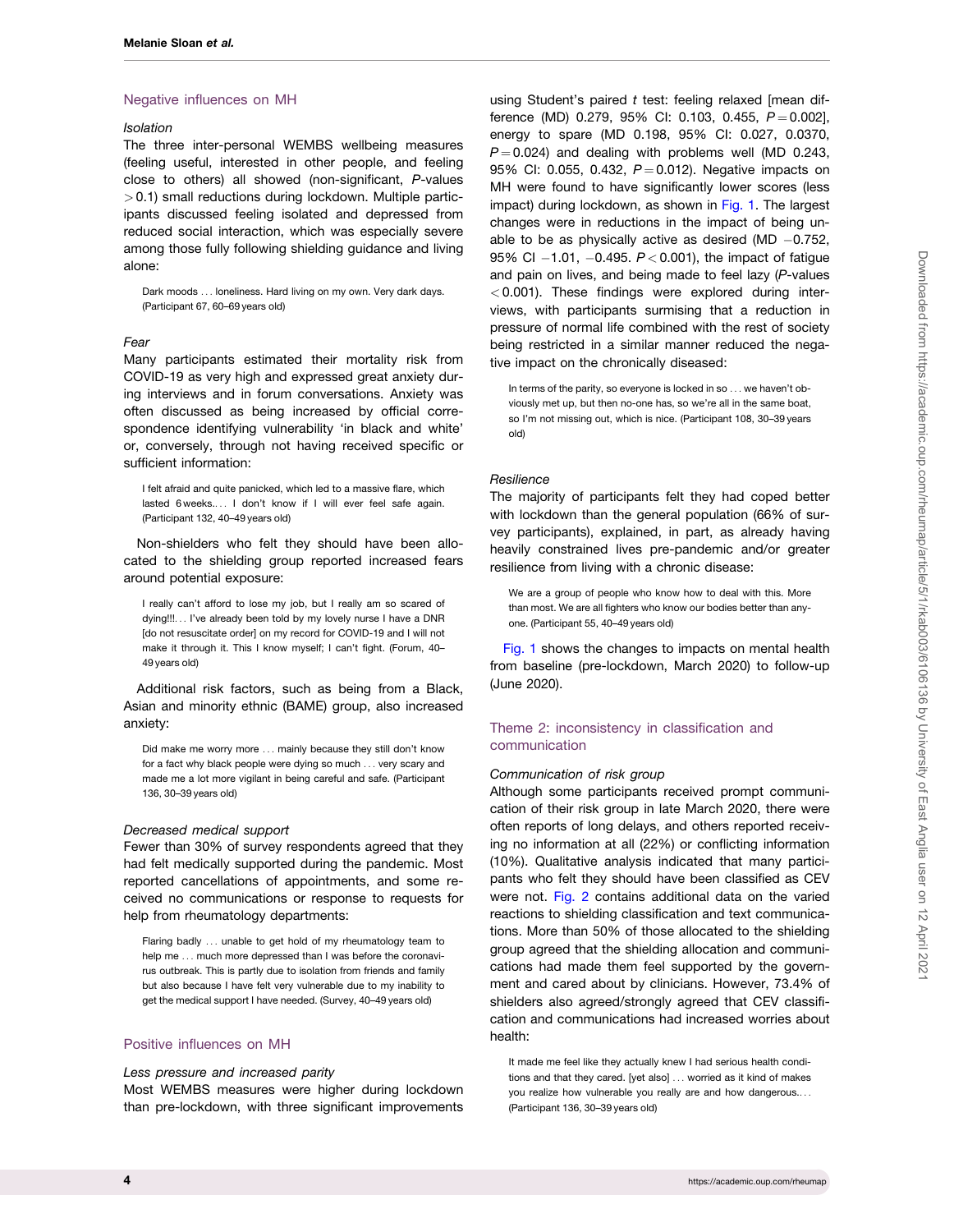### Negative influences on MH

#### *Isolation*

The three inter-personal WEMBS wellbeing measures (feeling useful, interested in other people, and feeling close to others) all showed (non-significant, *P*-values $> 0.1$) small reductions during lockdown. Multiple participants discussed feeling isolated and depressed from reduced social interaction, which was especially severe among those fully following shielding guidance and living alone:

> Dark moods ... loneliness. Hard living on my own. Very dark days. (Participant 67, 60–69 years old)

#### *Fear*

Many participants estimated their mortality risk from COVID-19 as very high and expressed great anxiety during interviews and in forum conversations. Anxiety was often discussed as being increased by official correspondence identifying vulnerability 'in black and white' or, conversely, through not having received specific or sufficient information:

> I felt afraid and quite panicked, which led to a massive flare, which lasted 6 weeks.... I don't know if I will ever feel safe again. (Participant 132, 40–49 years old)

Non-shielders who felt they should have been allocated to the shielding group reported increased fears around potential exposure:

> I really can't afford to lose my job, but I really am so scared of dying!!!... I've already been told by my lovely nurse I have a DNR [do not resuscitate order] on my record for COVID-19 and I will not make it through it. This I know myself; I can't fight. (Forum, 40–49 years old)

Additional risk factors, such as being from a Black, Asian and minority ethnic (BAME) group, also increased anxiety:

> Did make me worry more ... mainly because they still don't know for a fact why black people were dying so much ... very scary and made me a lot more vigilant in being careful and safe. (Participant 136, 30–39 years old)

#### *Decreased medical support*

Fewer than 30% of survey respondents agreed that they had felt medically supported during the pandemic. Most reported cancellations of appointments, and some received no communications or response to requests for help from rheumatology departments:

> Flaring badly ... unable to get hold of my rheumatology team to help me ... much more depressed than I was before the coronavirus outbreak. This is partly due to isolation from friends and family but also because I have felt very vulnerable due to my inability to get the medical support I have needed. (Survey, 40–49 years old)

### Positive influences on MH

#### *Less pressure and increased parity*

Most WEMBS measures were higher during lockdown than pre-lockdown, with three significant improvements using Student's paired *t* test: feeling relaxed [mean difference (MD) 0.279, 95% CI: 0.103, 0.455, $P = 0.002$], energy to spare (MD 0.198, 95% CI: 0.027, 0.0370, $P = 0.024$) and dealing with problems well (MD 0.243, 95% CI: 0.055, 0.432, $P = 0.012$). Negative impacts on MH were found to have significantly lower scores (less impact) during lockdown, as shown in Fig. 1. The largest changes were in reductions in the impact of being unable to be as physically active as desired (MD $-0.752$, 95% CI $-1.01$, $-0.495$. $P < 0.001$), the impact of fatigue and pain on lives, and being made to feel lazy (*P*-values $< 0.001$). These findings were explored during interviews, with participants surmising that a reduction in pressure of normal life combined with the rest of society being restricted in a similar manner reduced the negative impact on the chronically diseased:

> In terms of the parity, so everyone is locked in so ... we haven't obviously met up, but then no-one has, so we're all in the same boat, so I'm not missing out, which is nice. (Participant 108, 30–39 years old)

#### *Resilience*

The majority of participants felt they had coped better with lockdown than the general population (66% of survey participants), explained, in part, as already having heavily constrained lives pre-pandemic and/or greater resilience from living with a chronic disease:

> We are a group of people who know how to deal with this. More than most. We are all fighters who know our bodies better than anyone. (Participant 55, 40–49 years old)

Fig. 1 shows the changes to impacts on mental health from baseline (pre-lockdown, March 2020) to follow-up (June 2020).

### Theme 2: inconsistency in classification and communication

#### *Communication of risk group*

Although some participants received prompt communication of their risk group in late March 2020, there were often reports of long delays, and others reported receiving no information at all (22%) or conflicting information (10%). Qualitative analysis indicated that many participants who felt they should have been classified as CEV were not. Fig. 2 contains additional data on the varied reactions to shielding classification and text communications. More than 50% of those allocated to the shielding group agreed that the shielding allocation and communications had made them feel supported by the government and cared about by clinicians. However, 73.4% of shielders also agreed/strongly agreed that CEV classification and communications had increased worries about health:

> It made me feel like they actually knew I had serious health conditions and that they cared. [yet also] ... worried as it kind of makes you realize how vulnerable you really are and how dangerous.... (Participant 136, 30–39 years old)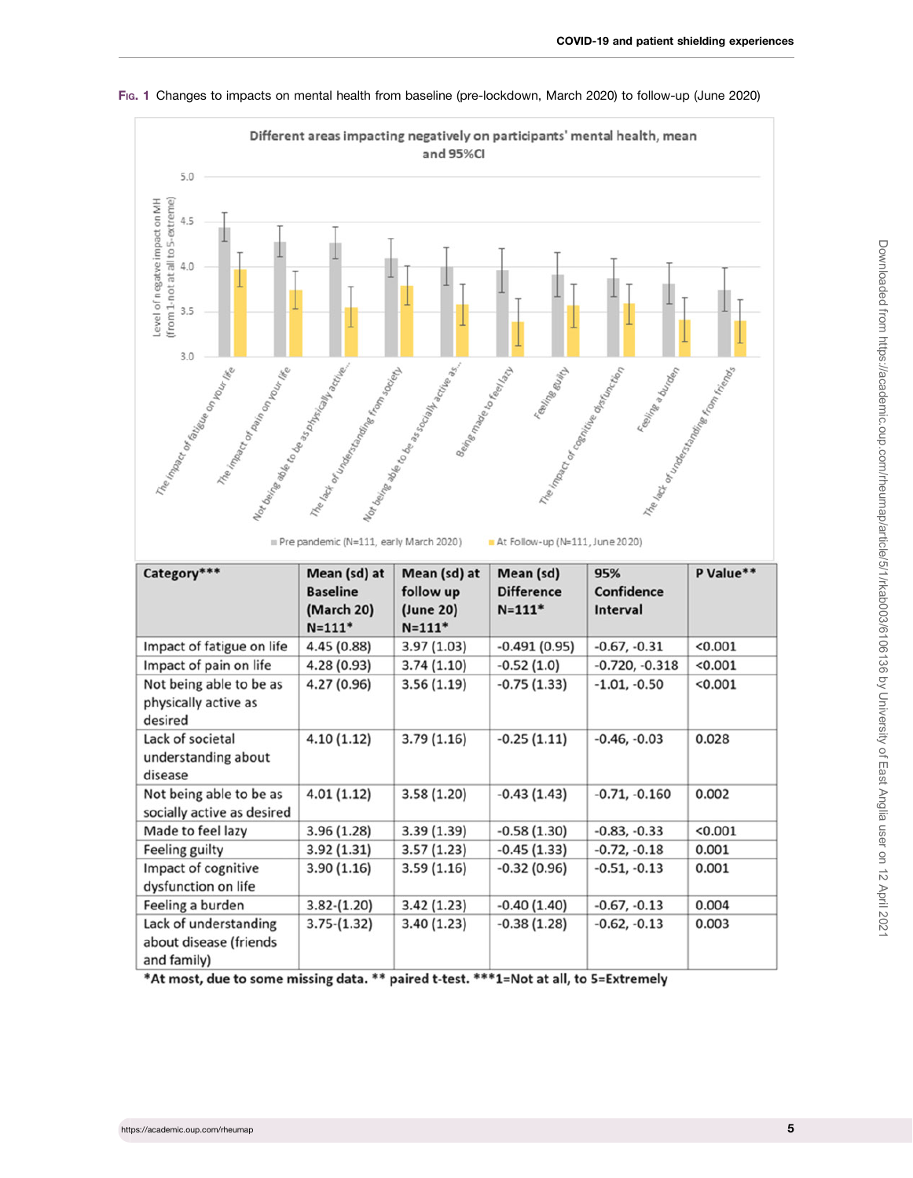**Fig. 1** Changes to impacts on mental health from baseline (pre-lockdown, March 2020) to follow-up (June 2020)

| Category*** | Mean (sd) at Baseline (March 20) N=111* | Mean (sd) at follow up (June 20) N=111* | Mean (sd) Difference N=111* | 95% Confidence Interval | P Value** |
|---|---|---|---|---|---|
| Impact of fatigue on life | 4.45 (0.88) | 3.97 (1.03) | -0.491 (0.95) | -0.67, -0.31 | <0.001 |
| Impact of pain on life | 4.28 (0.93) | 3.74 (1.10) | -0.52 (1.0) | -0.720, -0.318 | <0.001 |
| Not being able to be as physically active as desired | 4.27 (0.96) | 3.56 (1.19) | -0.75 (1.33) | -1.01, -0.50 | <0.001 |
| Lack of societal understanding about disease | 4.10 (1.12) | 3.79 (1.16) | -0.25 (1.11) | -0.46, -0.03 | 0.028 |
| Not being able to be as socially active as desired | 4.01 (1.12) | 3.58 (1.20) | -0.43 (1.43) | -0.71, -0.160 | 0.002 |
| Made to feel lazy | 3.96 (1.28) | 3.39 (1.39) | -0.58 (1.30) | -0.83, -0.33 | <0.001 |
| Feeling guilty | 3.92 (1.31) | 3.57 (1.23) | -0.45 (1.33) | -0.72, -0.18 | 0.001 |
| Impact of cognitive dysfunction on life | 3.90 (1.16) | 3.59 (1.16) | -0.32 (0.96) | -0.51, -0.13 | 0.001 |
| Feeling a burden | 3.82-(1.20) | 3.42 (1.23) | -0.40 (1.40) | -0.67, -0.13 | 0.004 |
| Lack of understanding about disease (friends and family) | 3.75-(1.32) | 3.40 (1.23) | -0.38 (1.28) | -0.62, -0.13 | 0.003 |

*At most, due to some missing data. ** paired t-test. ***1=Not at all, to 5=Extremely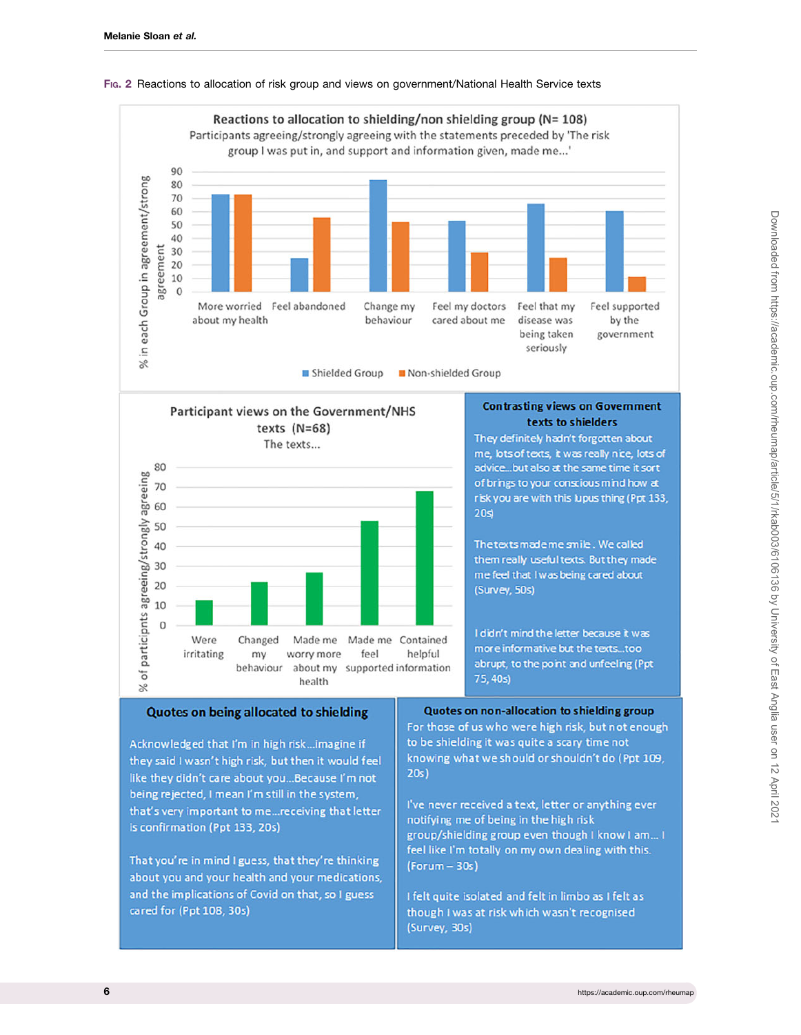**Fig. 2** Reactions to allocation of risk group and views on government/National Health Service texts

**Reactions to allocation to shielding/non shielding group (N= 108)**

Participants agreeing/strongly agreeing with the statements preceded by 'The risk group I was put in, and support and information given, made me...'

% in each Group in agreement/strong agreement

| | Shielded Group | Non-shielded Group |
|---|---|---|
| More worried about my health | 73 | 73 |
| Feel abandoned | 25 | 56 |
| Change my behaviour | 84 | 52 |
| Feel my doctors cared about me | 53 | 29 |
| Feel that my disease was being taken seriously | 66 | 25 |
| Feel supported by the government | 61 | 11 |

**Participant views on the Government/NHS texts (N=68)**

The texts...

% of participants agreeing/strongly agreeing

| | % |
|---|---|
| Were irritating | 13 |
| Changed my behaviour | 22 |
| Made me worry more about my health | 27 |
| Made me feel supported | 53 |
| Contained helpful information | 68 |

**Contrasting views on Government texts to shielders**

They definitely hadn't forgotten about me, lots of texts, it was really nice, lots of advice...but also at the same time it sort of brings to your conscious mind how at risk you are with this lupus thing (Ppt 133, 20s)

The texts made me smile. We called them really useful texts. But they made me feel that I was being cared about (Survey, 50s)

I didn't mind the letter because it was more informative but the texts...too abrupt, to the point and unfeeling (Ppt 75, 40s)

**Quotes on being allocated to shielding**

Acknowledged that I'm in high risk...imagine if they said I wasn't high risk, but then it would feel like they didn't care about you...Because I'm not being rejected, I mean I'm still in the system, that's very important to me...receiving that letter is confirmation (Ppt 133, 20s)

That you're in mind I guess, that they're thinking about you and your health and your medications, and the implications of Covid on that, so I guess cared for (Ppt 108, 30s)

**Quotes on non-allocation to shielding group**

For those of us who were high risk, but not enough to be shielding it was quite a scary time not knowing what we should or shouldn't do (Ppt 109, 20s)

I've never received a text, letter or anything ever notifying me of being in the high risk group/shielding group even though I know I am... I feel like I'm totally on my own dealing with this. (Forum – 30s)

I felt quite isolated and felt in limbo as I felt as though I was at risk which wasn't recognised (Survey, 30s)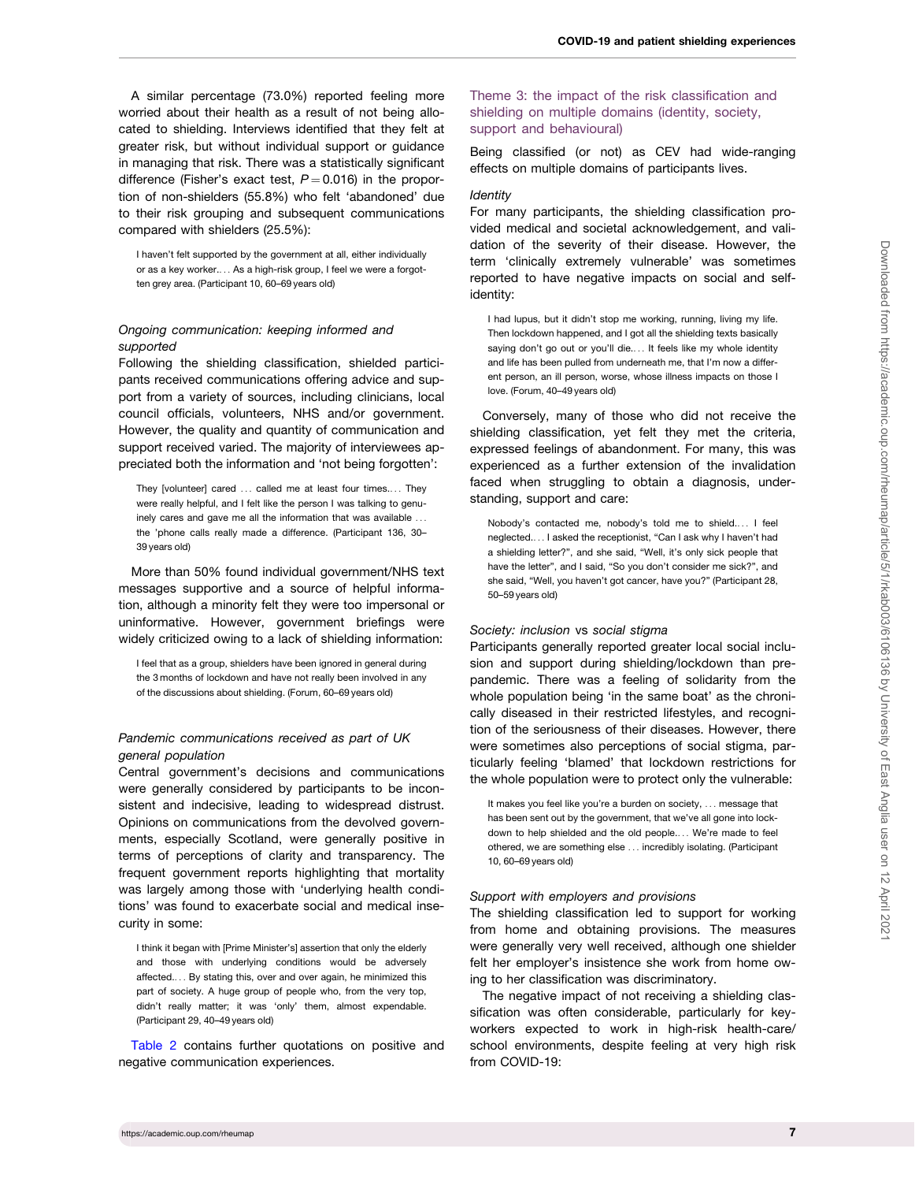A similar percentage (73.0%) reported feeling more worried about their health as a result of not being allocated to shielding. Interviews identified that they felt at greater risk, but without individual support or guidance in managing that risk. There was a statistically significant difference (Fisher's exact test, $P = 0.016$) in the proportion of non-shielders (55.8%) who felt 'abandoned' due to their risk grouping and subsequent communications compared with shielders (25.5%):

> I haven't felt supported by the government at all, either individually or as a key worker.... As a high-risk group, I feel we were a forgotten grey area. (Participant 10, 60–69 years old)

#### *Ongoing communication: keeping informed and supported*

Following the shielding classification, shielded participants received communications offering advice and support from a variety of sources, including clinicians, local council officials, volunteers, NHS and/or government. However, the quality and quantity of communication and support received varied. The majority of interviewees appreciated both the information and 'not being forgotten':

> They [volunteer] cared ... called me at least four times.... They were really helpful, and I felt like the person I was talking to genuinely cares and gave me all the information that was available ... the 'phone calls really made a difference. (Participant 136, 30–39 years old)

More than 50% found individual government/NHS text messages supportive and a source of helpful information, although a minority felt they were too impersonal or uninformative. However, government briefings were widely criticized owing to a lack of shielding information:

> I feel that as a group, shielders have been ignored in general during the 3 months of lockdown and have not really been involved in any of the discussions about shielding. (Forum, 60–69 years old)

#### *Pandemic communications received as part of UK general population*

Central government's decisions and communications were generally considered by participants to be inconsistent and indecisive, leading to widespread distrust. Opinions on communications from the devolved governments, especially Scotland, were generally positive in terms of perceptions of clarity and transparency. The frequent government reports highlighting that mortality was largely among those with 'underlying health conditions' was found to exacerbate social and medical insecurity in some:

> I think it began with [Prime Minister's] assertion that only the elderly and those with underlying conditions would be adversely affected.... By stating this, over and over again, he minimized this part of society. A huge group of people who, from the very top, didn't really matter; it was 'only' them, almost expendable. (Participant 29, 40–49 years old)

Table 2 contains further quotations on positive and negative communication experiences.

### Theme 3: the impact of the risk classification and shielding on multiple domains (identity, society, support and behavioural)

Being classified (or not) as CEV had wide-ranging effects on multiple domains of participants lives.

#### *Identity*

For many participants, the shielding classification provided medical and societal acknowledgement, and validation of the severity of their disease. However, the term 'clinically extremely vulnerable' was sometimes reported to have negative impacts on social and self-identity:

> I had lupus, but it didn't stop me working, running, living my life. Then lockdown happened, and I got all the shielding texts basically saying don't go out or you'll die.... It feels like my whole identity and life has been pulled from underneath me, that I'm now a different person, an ill person, worse, whose illness impacts on those I love. (Forum, 40–49 years old)

Conversely, many of those who did not receive the shielding classification, yet felt they met the criteria, expressed feelings of abandonment. For many, this was experienced as a further extension of the invalidation faced when struggling to obtain a diagnosis, understanding, support and care:

> Nobody's contacted me, nobody's told me to shield.... I feel neglected.... I asked the receptionist, "Can I ask why I haven't had a shielding letter?", and she said, "Well, it's only sick people that have the letter", and I said, "So you don't consider me sick?", and she said, "Well, you haven't got cancer, have you?" (Participant 28, 50–59 years old)

#### *Society: inclusion* vs *social stigma*

Participants generally reported greater local social inclusion and support during shielding/lockdown than pre-pandemic. There was a feeling of solidarity from the whole population being 'in the same boat' as the chronically diseased in their restricted lifestyles, and recognition of the seriousness of their diseases. However, there were sometimes also perceptions of social stigma, particularly feeling 'blamed' that lockdown restrictions for the whole population were to protect only the vulnerable:

> It makes you feel like you're a burden on society, ... message that has been sent out by the government, that we've all gone into lockdown to help shielded and the old people.... We're made to feel othered, we are something else ... incredibly isolating. (Participant 10, 60–69 years old)

#### *Support with employers and provisions*

The shielding classification led to support for working from home and obtaining provisions. The measures were generally very well received, although one shielder felt her employer's insistence she work from home owing to her classification was discriminatory.

The negative impact of not receiving a shielding classification was often considerable, particularly for key-workers expected to work in high-risk health-care/school environments, despite feeling at very high risk from COVID-19: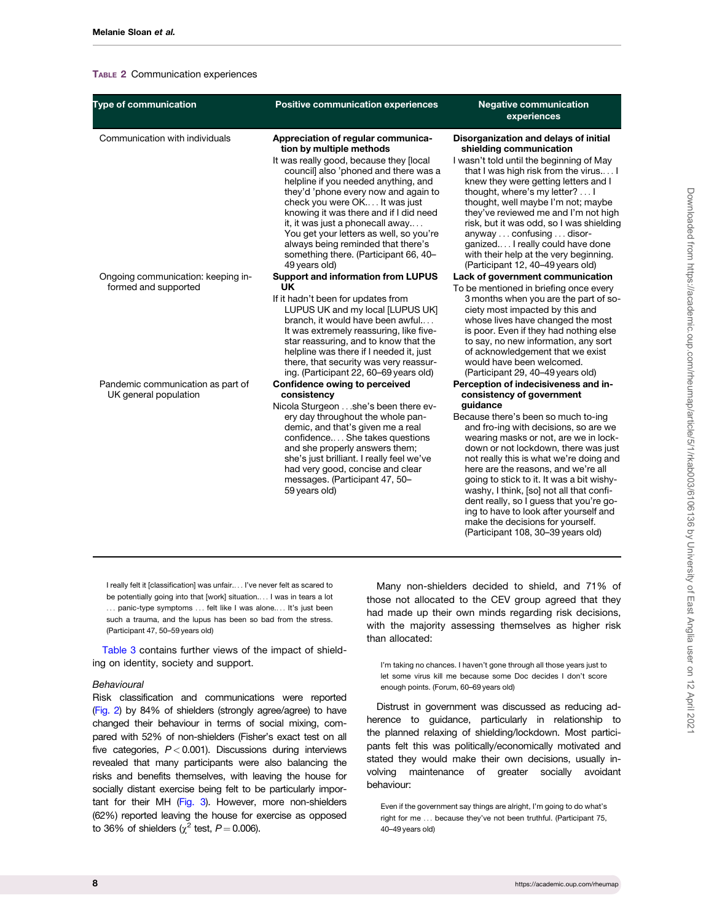TABLE 2 Communication experiences

| Type of communication | Positive communication experiences | Negative communication experiences |
|---|---|---|
| Communication with individuals | **Appreciation of regular communication by multiple methods** It was really good, because they [local council] also 'phoned and there was a helpline if you needed anything, and they'd 'phone every now and again to check you were OK.... It was just knowing it was there and if I did need it, it was just a phonecall away.... You get your letters as well, so you're always being reminded that there's something there. (Participant 66, 40–49 years old) | **Disorganization and delays of initial shielding communication** I wasn't told until the beginning of May that I was high risk from the virus.... I knew they were getting letters and I thought, where's my letter? ... I thought, well maybe I'm not; maybe they've reviewed me and I'm not high risk, but it was odd, so I was shielding anyway ... confusing ... disorganized.... I really could have done with their help at the very beginning. (Participant 12, 40–49 years old) |
| Ongoing communication: keeping informed and supported | **Support and information from LUPUS UK** If it hadn't been for updates from LUPUS UK and my local [LUPUS UK] branch, it would have been awful.... It was extremely reassuring, like five-star reassuring, and to know that the helpline was there if I needed it, just there, that security was very reassuring. (Participant 22, 60–69 years old) | **Lack of government communication** To be mentioned in briefing once every 3 months when you are the part of society most impacted by this and whose lives have changed the most is poor. Even if they had nothing else to say, no new information, any sort of acknowledgement that we exist would have been welcomed. (Participant 29, 40–49 years old) |
| Pandemic communication as part of UK general population | **Confidence owing to perceived consistency** Nicola Sturgeon ... she's been there every day throughout the whole pandemic, and that's given me a real confidence.... She takes questions and she properly answers them; she's just brilliant. I really feel we've had very good, concise and clear messages. (Participant 47, 50–59 years old) | **Perception of indecisiveness and inconsistency of government guidance** Because there's been so much to-ing and fro-ing with decisions, so are we wearing masks or not, are we in lockdown or not lockdown, there was just not really this is what we're doing and here are the reasons, and we're all going to stick to it. It was a bit wishy-washy, I think, [so] not all that confident really, so I guess that you're going to have to look after yourself and make the decisions for yourself. (Participant 108, 30–39 years old) |

> I really felt it [classification] was unfair.... I've never felt as scared to be potentially going into that [work] situation.... I was in tears a lot ... panic-type symptoms ... felt like I was alone.... It's just been such a trauma, and the lupus has been so bad from the stress. (Participant 47, 50–59 years old)

Table 3 contains further views of the impact of shielding on identity, society and support.

*Behavioural*

Risk classification and communications were reported (Fig. 2) by 84% of shielders (strongly agree/agree) to have changed their behaviour in terms of social mixing, compared with 52% of non-shielders (Fisher's exact test on all five categories, $P < 0.001$). Discussions during interviews revealed that many participants were also balancing the risks and benefits themselves, with leaving the house for socially distant exercise being felt to be particularly important for their MH (Fig. 3). However, more non-shielders (62%) reported leaving the house for exercise as opposed to 36% of shielders ($\chi^2$ test, $P = 0.006$).

Many non-shielders decided to shield, and 71% of those not allocated to the CEV group agreed that they had made up their own minds regarding risk decisions, with the majority assessing themselves as higher risk than allocated:

> I'm taking no chances. I haven't gone through all those years just to let some virus kill me because some Doc decides I don't score enough points. (Forum, 60–69 years old)

Distrust in government was discussed as reducing adherence to guidance, particularly in relationship to the planned relaxing of shielding/lockdown. Most participants felt this was politically/economically motivated and stated they would make their own decisions, usually involving maintenance of greater socially avoidant behaviour:

> Even if the government say things are alright, I'm going to do what's right for me ... because they've not been truthful. (Participant 75, 40–49 years old)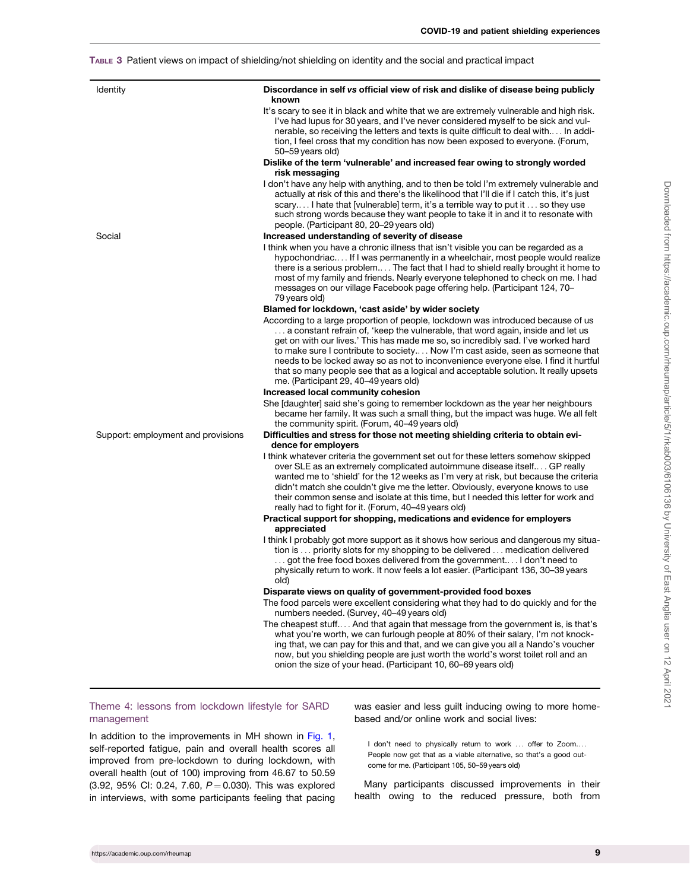**Table 3** Patient views on impact of shielding/not shielding on identity and the social and practical impact

| | |
|---|---|
| Identity | **Discordance in self *vs* official view of risk and dislike of disease being publicly known** |
| | It's scary to see it in black and white that we are extremely vulnerable and high risk. I've had lupus for 30 years, and I've never considered myself to be sick and vulnerable, so receiving the letters and texts is quite difficult to deal with.... In addition, I feel cross that my condition has now been exposed to everyone. (Forum, 50–59 years old) |
| | **Dislike of the term 'vulnerable' and increased fear owing to strongly worded risk messaging** |
| | I don't have any help with anything, and to then be told I'm extremely vulnerable and actually at risk of this and there's the likelihood that I'll die if I catch this, it's just scary.... I hate that [vulnerable] term, it's a terrible way to put it ... so they use such strong words because they want people to take it in and it to resonate with people. (Participant 80, 20–29 years old) |
| Social | **Increased understanding of severity of disease** |
| | I think when you have a chronic illness that isn't visible you can be regarded as a hypochondriac.... If I was permanently in a wheelchair, most people would realize there is a serious problem.... The fact that I had to shield really brought it home to most of my family and friends. Nearly everyone telephoned to check on me. I had messages on our village Facebook page offering help. (Participant 124, 70–79 years old) |
| | **Blamed for lockdown, 'cast aside' by wider society** |
| | According to a large proportion of people, lockdown was introduced because of us ... a constant refrain of, 'keep the vulnerable, that word again, inside and let us get on with our lives.' This has made me so, so incredibly sad. I've worked hard to make sure I contribute to society.... Now I'm cast aside, seen as someone that needs to be locked away so as not to inconvenience everyone else. I find it hurtful that so many people see that as a logical and acceptable solution. It really upsets me. (Participant 29, 40–49 years old) |
| | **Increased local community cohesion** |
| | She [daughter] said she's going to remember lockdown as the year her neighbours became her family. It was such a small thing, but the impact was huge. We all felt the community spirit. (Forum, 40–49 years old) |
| Support: employment and provisions | **Difficulties and stress for those not meeting shielding criteria to obtain evidence for employers** |
| | I think whatever criteria the government set out for these letters somehow skipped over SLE as an extremely complicated autoimmune disease itself.... GP really wanted me to 'shield' for the 12 weeks as I'm very at risk, but because the criteria didn't match she couldn't give me the letter. Obviously, everyone knows to use their common sense and isolate at this time, but I needed this letter for work and really had to fight for it. (Forum, 40–49 years old) |
| | **Practical support for shopping, medications and evidence for employers appreciated** |
| | I think I probably got more support as it shows how serious and dangerous my situation is ... priority slots for my shopping to be delivered ... medication delivered ... got the free food boxes delivered from the government.... I don't need to physically return to work. It now feels a lot easier. (Participant 136, 30–39 years old) |
| | **Disparate views on quality of government-provided food boxes** |
| | The food parcels were excellent considering what they had to do quickly and for the numbers needed. (Survey, 40–49 years old) |
| | The cheapest stuff.... And that again that message from the government is, is that's what you're worth, we can furlough people at 80% of their salary, I'm not knocking that, we can pay for this and that, and we can give you all a Nando's voucher now, but you shielding people are just worth the world's worst toilet roll and an onion the size of your head. (Participant 10, 60–69 years old) |

### Theme 4: lessons from lockdown lifestyle for SARD management

In addition to the improvements in MH shown in Fig. 1, self-reported fatigue, pain and overall health scores all improved from pre-lockdown to during lockdown, with overall health (out of 100) improving from 46.67 to 50.59 (3.92, 95% CI: 0.24, 7.60, $P = 0.030$). This was explored in interviews, with some participants feeling that pacing was easier and less guilt inducing owing to more home-based and/or online work and social lives:

> I don't need to physically return to work ... offer to Zoom.... People now get that as a viable alternative, so that's a good outcome for me. (Participant 105, 50–59 years old)

Many participants discussed improvements in their health owing to the reduced pressure, both from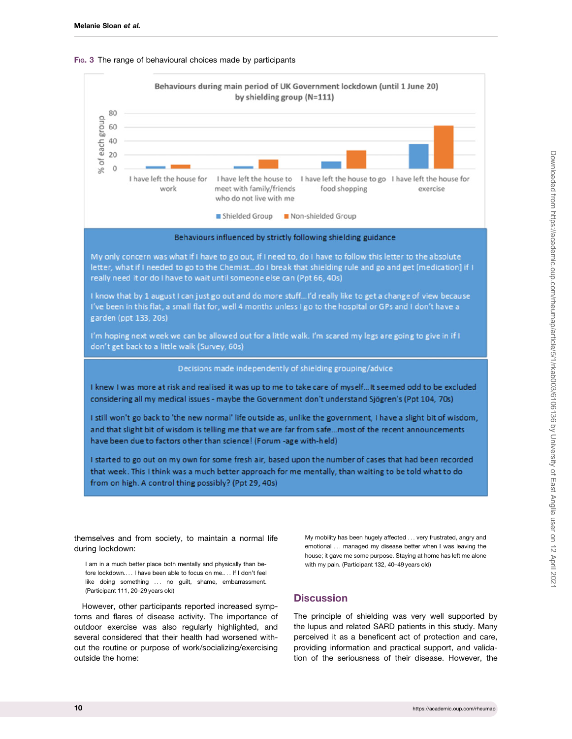**Fig. 3** The range of behavioural choices made by participants

Behaviours during main period of UK Government lockdown (until 1 June 20) by shielding group (N=111)

Behaviours influenced by strictly following shielding guidance

My only concern was what if I have to go out, if I need to, do I have to follow this letter to the absolute letter, what if I needed to go to the Chemist...do I break that shielding rule and go and get [medication] if I really need it or do I have to wait until someone else can (Ppt 66, 40s)

I know that by 1 august I can just go out and do more stuff...I'd really like to get a change of view because I've been in this flat, a small flat for, well 4 months unless I go to the hospital or GPs and I don't have a garden (ppt 133, 20s)

I'm hoping next week we can be allowed out for a little walk. I'm scared my legs are going to give in if I don't get back to a little walk (Survey, 60s)

Decisions made independently of shielding grouping/advice

I knew I was more at risk and realised it was up to me to take care of myself... It seemed odd to be excluded considering all my medical issues - maybe the Government don't understand Sjögren's (Ppt 104, 70s)

I still won't go back to 'the new normal' life outside as, unlike the government, I have a slight bit of wisdom, and that slight bit of wisdom is telling me that we are far from safe...most of the recent announcements have been due to factors other than science! (Forum -age with-held)

I started to go out on my own for some fresh air, based upon the number of cases that had been recorded that week. This I think was a much better approach for me mentally, than waiting to be told what to do from on high. A control thing possibly? (Ppt 29, 40s)

themselves and from society, to maintain a normal life during lockdown:

> I am in a much better place both mentally and physically than before lockdown.... I have been able to focus on me.... If I don't feel like doing something ... no guilt, shame, embarrassment. (Participant 111, 20–29 years old)

However, other participants reported increased symptoms and flares of disease activity. The importance of outdoor exercise was also regularly highlighted, and several considered that their health had worsened without the routine or purpose of work/socializing/exercising outside the home:

> My mobility has been hugely affected ... very frustrated, angry and emotional ... managed my disease better when I was leaving the house; it gave me some purpose. Staying at home has left me alone with my pain. (Participant 132, 40–49 years old)

## Discussion

The principle of shielding was very well supported by the lupus and related SARD patients in this study. Many perceived it as a beneficent act of protection and care, providing information and practical support, and validation of the seriousness of their disease. However, the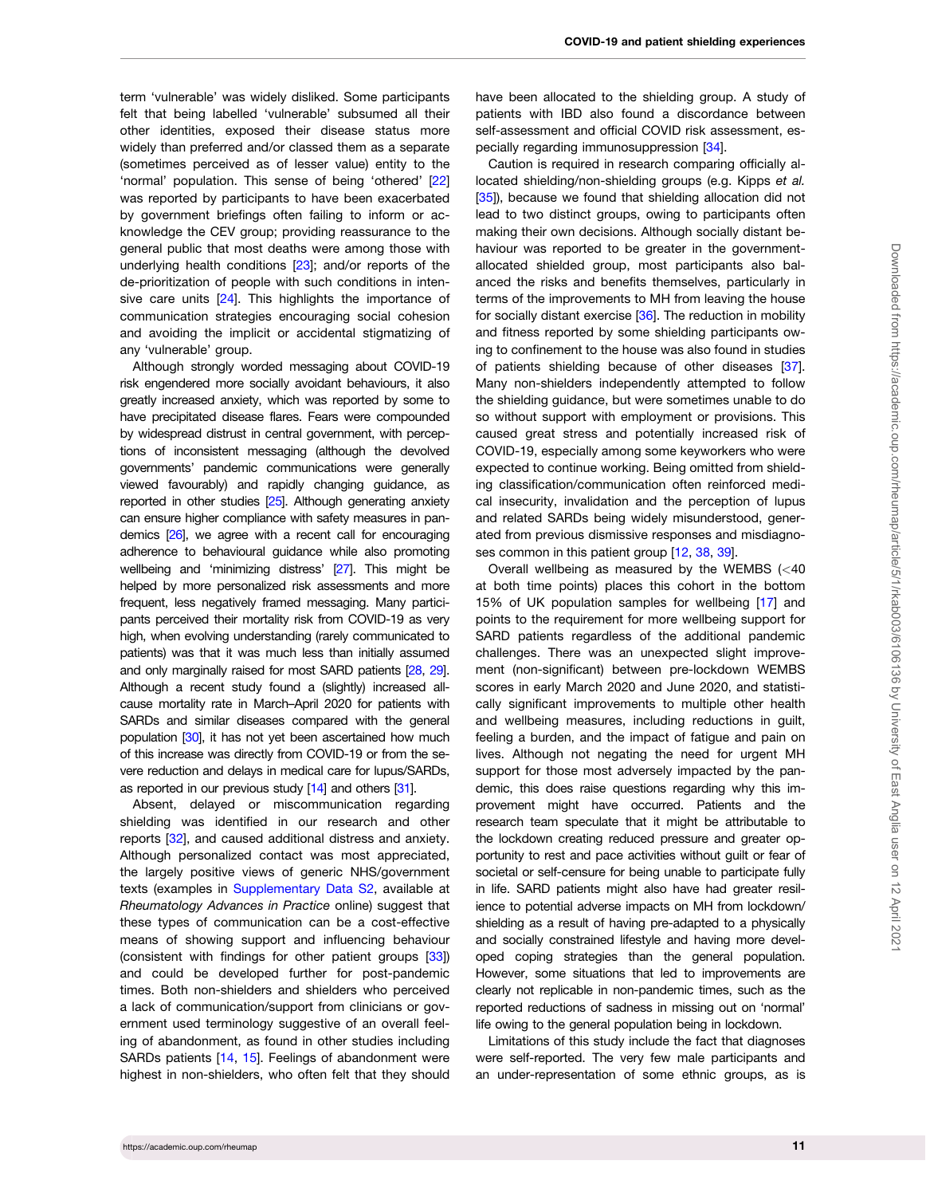term 'vulnerable' was widely disliked. Some participants felt that being labelled 'vulnerable' subsumed all their other identities, exposed their disease status more widely than preferred and/or classed them as a separate (sometimes perceived as of lesser value) entity to the 'normal' population. This sense of being 'othered' [22] was reported by participants to have been exacerbated by government briefings often failing to inform or acknowledge the CEV group; providing reassurance to the general public that most deaths were among those with underlying health conditions [23]; and/or reports of the de-prioritization of people with such conditions in intensive care units [24]. This highlights the importance of communication strategies encouraging social cohesion and avoiding the implicit or accidental stigmatizing of any 'vulnerable' group.

Although strongly worded messaging about COVID-19 risk engendered more socially avoidant behaviours, it also greatly increased anxiety, which was reported by some to have precipitated disease flares. Fears were compounded by widespread distrust in central government, with perceptions of inconsistent messaging (although the devolved governments' pandemic communications were generally viewed favourably) and rapidly changing guidance, as reported in other studies [25]. Although generating anxiety can ensure higher compliance with safety measures in pandemics [26], we agree with a recent call for encouraging adherence to behavioural guidance while also promoting wellbeing and 'minimizing distress' [27]. This might be helped by more personalized risk assessments and more frequent, less negatively framed messaging. Many participants perceived their mortality risk from COVID-19 as very high, when evolving understanding (rarely communicated to patients) was that it was much less than initially assumed and only marginally raised for most SARD patients [28, 29]. Although a recent study found a (slightly) increased all-cause mortality rate in March–April 2020 for patients with SARDs and similar diseases compared with the general population [30], it has not yet been ascertained how much of this increase was directly from COVID-19 or from the severe reduction and delays in medical care for lupus/SARDs, as reported in our previous study [14] and others [31].

Absent, delayed or miscommunication regarding shielding was identified in our research and other reports [32], and caused additional distress and anxiety. Although personalized contact was most appreciated, the largely positive views of generic NHS/government texts (examples in Supplementary Data S2, available at *Rheumatology Advances in Practice* online) suggest that these types of communication can be a cost-effective means of showing support and influencing behaviour (consistent with findings for other patient groups [33]) and could be developed further for post-pandemic times. Both non-shielders and shielders who perceived a lack of communication/support from clinicians or government used terminology suggestive of an overall feeling of abandonment, as found in other studies including SARDs patients [14, 15]. Feelings of abandonment were highest in non-shielders, who often felt that they should have been allocated to the shielding group. A study of patients with IBD also found a discordance between self-assessment and official COVID risk assessment, especially regarding immunosuppression [34].

Caution is required in research comparing officially allocated shielding/non-shielding groups (e.g. Kipps *et al.* [35]), because we found that shielding allocation did not lead to two distinct groups, owing to participants often making their own decisions. Although socially distant behaviour was reported to be greater in the government-allocated shielded group, most participants also balanced the risks and benefits themselves, particularly in terms of the improvements to MH from leaving the house for socially distant exercise [36]. The reduction in mobility and fitness reported by some shielding participants owing to confinement to the house was also found in studies of patients shielding because of other diseases [37]. Many non-shielders independently attempted to follow the shielding guidance, but were sometimes unable to do so without support with employment or provisions. This caused great stress and potentially increased risk of COVID-19, especially among some keyworkers who were expected to continue working. Being omitted from shielding classification/communication often reinforced medical insecurity, invalidation and the perception of lupus and related SARDs being widely misunderstood, generated from previous dismissive responses and misdiagnoses common in this patient group [12, 38, 39].

Overall wellbeing as measured by the WEMBS (<40 at both time points) places this cohort in the bottom 15% of UK population samples for wellbeing [17] and points to the requirement for more wellbeing support for SARD patients regardless of the additional pandemic challenges. There was an unexpected slight improvement (non-significant) between pre-lockdown WEMBS scores in early March 2020 and June 2020, and statistically significant improvements to multiple other health and wellbeing measures, including reductions in guilt, feeling a burden, and the impact of fatigue and pain on lives. Although not negating the need for urgent MH support for those most adversely impacted by the pandemic, this does raise questions regarding why this improvement might have occurred. Patients and the research team speculate that it might be attributable to the lockdown creating reduced pressure and greater opportunity to rest and pace activities without guilt or fear of societal or self-censure for being unable to participate fully in life. SARD patients might also have had greater resilience to potential adverse impacts on MH from lockdown/shielding as a result of having pre-adapted to a physically and socially constrained lifestyle and having more developed coping strategies than the general population. However, some situations that led to improvements are clearly not replicable in non-pandemic times, such as the reported reductions of sadness in missing out on 'normal' life owing to the general population being in lockdown.

Limitations of this study include the fact that diagnoses were self-reported. The very few male participants and an under-representation of some ethnic groups, as is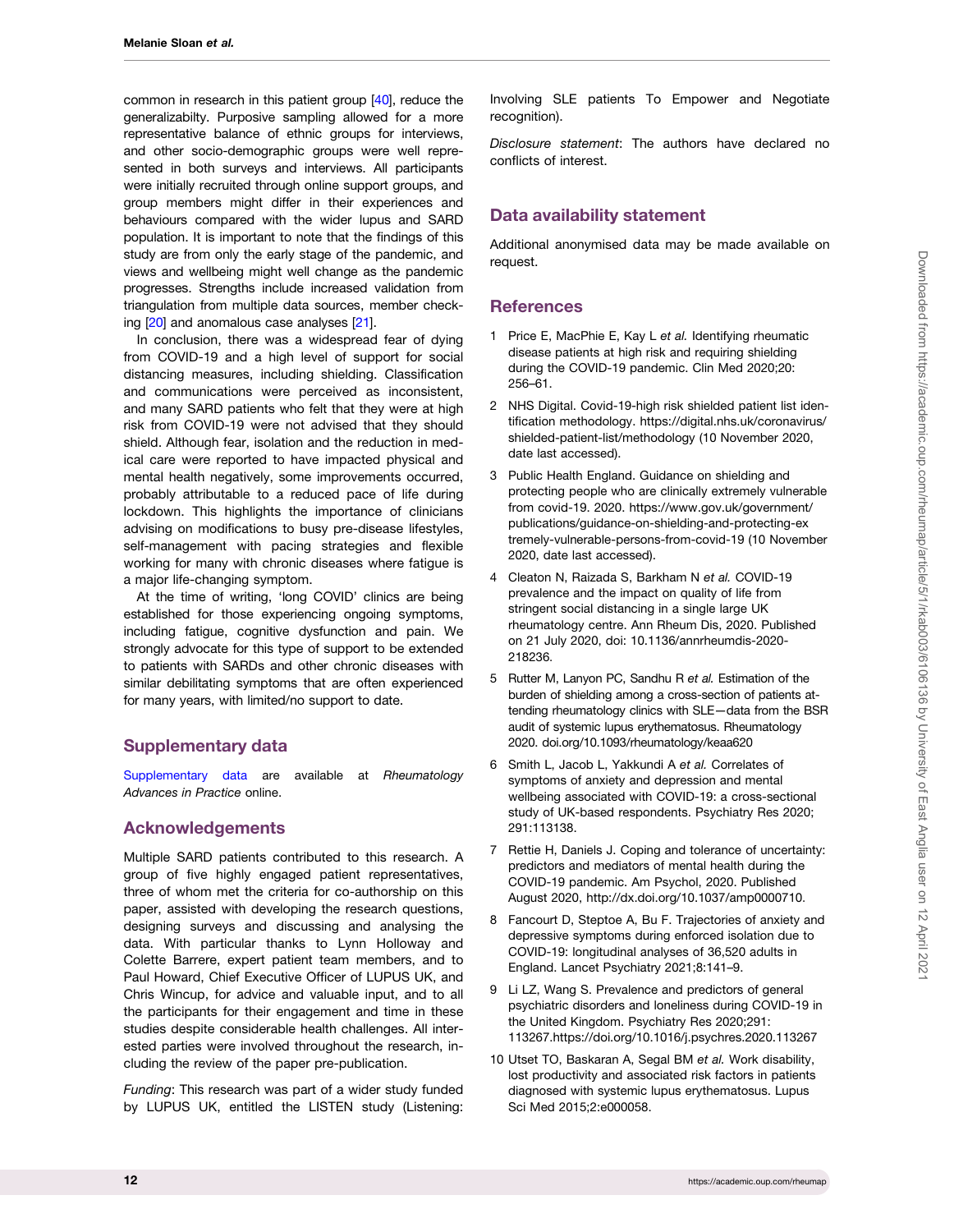common in research in this patient group [40], reduce the generalizabilty. Purposive sampling allowed for a more representative balance of ethnic groups for interviews, and other socio-demographic groups were well represented in both surveys and interviews. All participants were initially recruited through online support groups, and group members might differ in their experiences and behaviours compared with the wider lupus and SARD population. It is important to note that the findings of this study are from only the early stage of the pandemic, and views and wellbeing might well change as the pandemic progresses. Strengths include increased validation from triangulation from multiple data sources, member checking [20] and anomalous case analyses [21].

In conclusion, there was a widespread fear of dying from COVID-19 and a high level of support for social distancing measures, including shielding. Classification and communications were perceived as inconsistent, and many SARD patients who felt that they were at high risk from COVID-19 were not advised that they should shield. Although fear, isolation and the reduction in medical care were reported to have impacted physical and mental health negatively, some improvements occurred, probably attributable to a reduced pace of life during lockdown. This highlights the importance of clinicians advising on modifications to busy pre-disease lifestyles, self-management with pacing strategies and flexible working for many with chronic diseases where fatigue is a major life-changing symptom.

At the time of writing, 'long COVID' clinics are being established for those experiencing ongoing symptoms, including fatigue, cognitive dysfunction and pain. We strongly advocate for this type of support to be extended to patients with SARDs and other chronic diseases with similar debilitating symptoms that are often experienced for many years, with limited/no support to date.

## Supplementary data

Supplementary data are available at *Rheumatology Advances in Practice* online.

## Acknowledgements

Multiple SARD patients contributed to this research. A group of five highly engaged patient representatives, three of whom met the criteria for co-authorship on this paper, assisted with developing the research questions, designing surveys and discussing and analysing the data. With particular thanks to Lynn Holloway and Colette Barrere, expert patient team members, and to Paul Howard, Chief Executive Officer of LUPUS UK, and Chris Wincup, for advice and valuable input, and to all the participants for their engagement and time in these studies despite considerable health challenges. All interested parties were involved throughout the research, including the review of the paper pre-publication.

*Funding*: This research was part of a wider study funded by LUPUS UK, entitled the LISTEN study (Listening: Involving SLE patients To Empower and Negotiate recognition).

*Disclosure statement*: The authors have declared no conflicts of interest.

## Data availability statement

Additional anonymised data may be made available on request.

## References

1. Price E, MacPhie E, Kay L *et al.* Identifying rheumatic disease patients at high risk and requiring shielding during the COVID-19 pandemic. Clin Med 2020;20: 256–61.
2. NHS Digital. Covid-19-high risk shielded patient list identification methodology. https://digital.nhs.uk/coronavirus/shielded-patient-list/methodology (10 November 2020, date last accessed).
3. Public Health England. Guidance on shielding and protecting people who are clinically extremely vulnerable from covid-19. 2020. https://www.gov.uk/government/publications/guidance-on-shielding-and-protecting-extremely-vulnerable-persons-from-covid-19 (10 November 2020, date last accessed).
4. Cleaton N, Raizada S, Barkham N *et al.* COVID-19 prevalence and the impact on quality of life from stringent social distancing in a single large UK rheumatology centre. Ann Rheum Dis, 2020. Published on 21 July 2020, doi: 10.1136/annrheumdis-2020-218236.
5. Rutter M, Lanyon PC, Sandhu R *et al.* Estimation of the burden of shielding among a cross-section of patients attending rheumatology clinics with SLE—data from the BSR audit of systemic lupus erythematosus. Rheumatology 2020. doi.org/10.1093/rheumatology/keaa620
6. Smith L, Jacob L, Yakkundi A *et al.* Correlates of symptoms of anxiety and depression and mental wellbeing associated with COVID-19: a cross-sectional study of UK-based respondents. Psychiatry Res 2020; 291:113138.
7. Rettie H, Daniels J. Coping and tolerance of uncertainty: predictors and mediators of mental health during the COVID-19 pandemic. Am Psychol, 2020. Published August 2020, http://dx.doi.org/10.1037/amp0000710.
8. Fancourt D, Steptoe A, Bu F. Trajectories of anxiety and depressive symptoms during enforced isolation due to COVID-19: longitudinal analyses of 36,520 adults in England. Lancet Psychiatry 2021;8:141–9.
9. Li LZ, Wang S. Prevalence and predictors of general psychiatric disorders and loneliness during COVID-19 in the United Kingdom. Psychiatry Res 2020;291: 113267.https://doi.org/10.1016/j.psychres.2020.113267
10. Utset TO, Baskaran A, Segal BM *et al.* Work disability, lost productivity and associated risk factors in patients diagnosed with systemic lupus erythematosus. Lupus Sci Med 2015;2:e000058.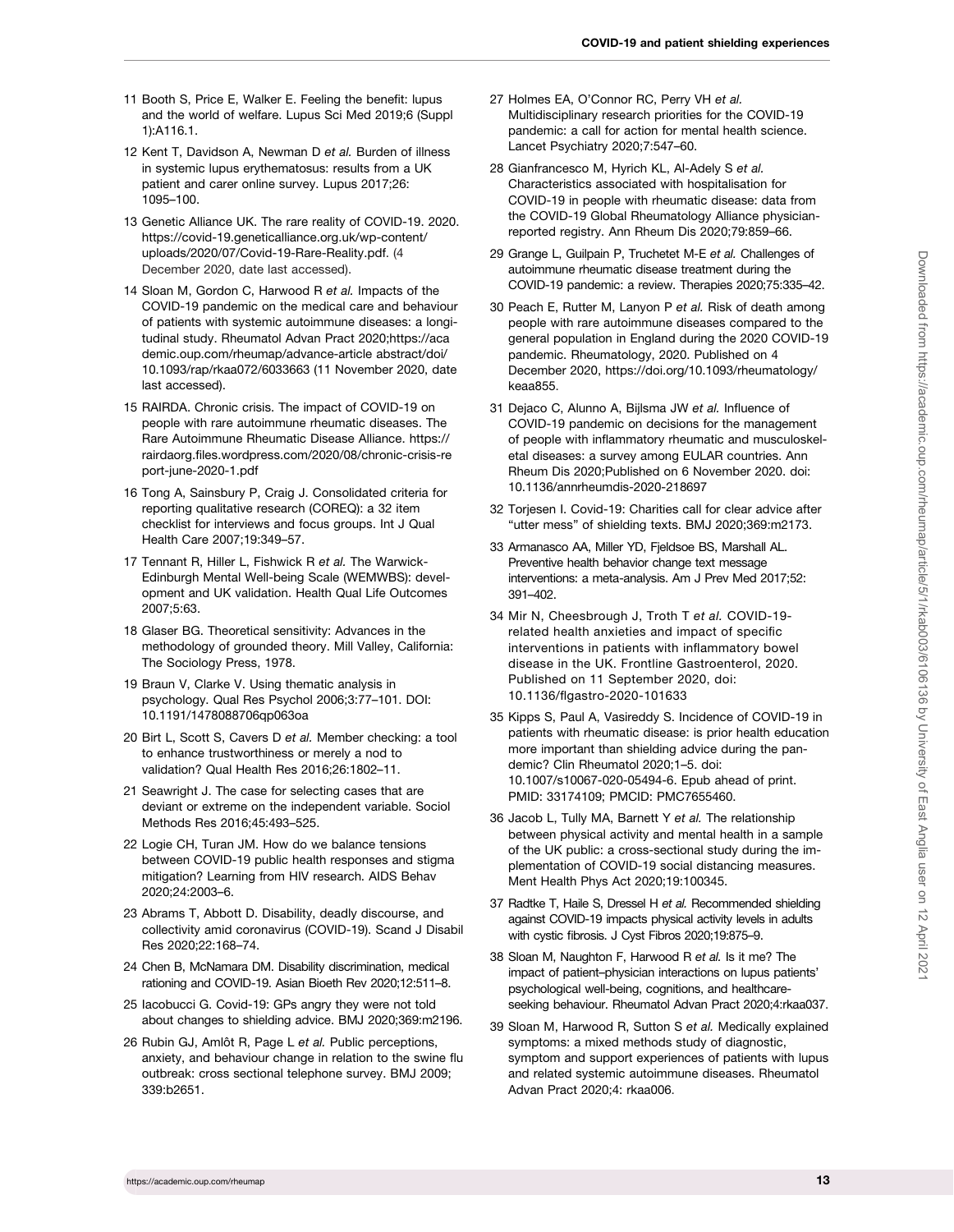11 Booth S, Price E, Walker E. Feeling the benefit: lupus and the world of welfare. Lupus Sci Med 2019;6 (Suppl 1):A116.1.

12 Kent T, Davidson A, Newman D *et al.* Burden of illness in systemic lupus erythematosus: results from a UK patient and carer online survey. Lupus 2017;26: 1095–100.

13 Genetic Alliance UK. The rare reality of COVID-19. 2020. https://covid-19.geneticalliance.org.uk/wp-content/uploads/2020/07/Covid-19-Rare-Reality.pdf. (4 December 2020, date last accessed).

14 Sloan M, Gordon C, Harwood R *et al.* Impacts of the COVID-19 pandemic on the medical care and behaviour of patients with systemic autoimmune diseases: a longitudinal study. Rheumatol Advan Pract 2020;https://academic.oup.com/rheumap/advance-article abstract/doi/10.1093/rap/rkaa072/6033663 (11 November 2020, date last accessed).

15 RAIRDA. Chronic crisis. The impact of COVID-19 on people with rare autoimmune rheumatic diseases. The Rare Autoimmune Rheumatic Disease Alliance. https://rairdaorg.files.wordpress.com/2020/08/chronic-crisis-report-june-2020-1.pdf

16 Tong A, Sainsbury P, Craig J. Consolidated criteria for reporting qualitative research (COREQ): a 32 item checklist for interviews and focus groups. Int J Qual Health Care 2007;19:349–57.

17 Tennant R, Hiller L, Fishwick R *et al.* The Warwick-Edinburgh Mental Well-being Scale (WEMWBS): development and UK validation. Health Qual Life Outcomes 2007;5:63.

18 Glaser BG. Theoretical sensitivity: Advances in the methodology of grounded theory. Mill Valley, California: The Sociology Press, 1978.

19 Braun V, Clarke V. Using thematic analysis in psychology. Qual Res Psychol 2006;3:77–101. DOI: 10.1191/1478088706qp063oa

20 Birt L, Scott S, Cavers D *et al.* Member checking: a tool to enhance trustworthiness or merely a nod to validation? Qual Health Res 2016;26:1802–11.

21 Seawright J. The case for selecting cases that are deviant or extreme on the independent variable. Sociol Methods Res 2016;45:493–525.

22 Logie CH, Turan JM. How do we balance tensions between COVID-19 public health responses and stigma mitigation? Learning from HIV research. AIDS Behav 2020;24:2003–6.

23 Abrams T, Abbott D. Disability, deadly discourse, and collectivity amid coronavirus (COVID-19). Scand J Disabil Res 2020;22:168–74.

24 Chen B, McNamara DM. Disability discrimination, medical rationing and COVID-19. Asian Bioeth Rev 2020;12:511–8.

25 Iacobucci G. Covid-19: GPs angry they were not told about changes to shielding advice. BMJ 2020;369:m2196.

26 Rubin GJ, Amlôt R, Page L *et al.* Public perceptions, anxiety, and behaviour change in relation to the swine flu outbreak: cross sectional telephone survey. BMJ 2009; 339:b2651.

27 Holmes EA, O'Connor RC, Perry VH *et al.* Multidisciplinary research priorities for the COVID-19 pandemic: a call for action for mental health science. Lancet Psychiatry 2020;7:547–60.

28 Gianfrancesco M, Hyrich KL, Al-Adely S *et al.* Characteristics associated with hospitalisation for COVID-19 in people with rheumatic disease: data from the COVID-19 Global Rheumatology Alliance physician-reported registry. Ann Rheum Dis 2020;79:859–66.

29 Grange L, Guilpain P, Truchetet M-E *et al.* Challenges of autoimmune rheumatic disease treatment during the COVID-19 pandemic: a review. Therapies 2020;75:335–42.

30 Peach E, Rutter M, Lanyon P *et al.* Risk of death among people with rare autoimmune diseases compared to the general population in England during the 2020 COVID-19 pandemic. Rheumatology, 2020. Published on 4 December 2020, https://doi.org/10.1093/rheumatology/keaa855.

31 Dejaco C, Alunno A, Bijlsma JW *et al.* Influence of COVID-19 pandemic on decisions for the management of people with inflammatory rheumatic and musculoskeletal diseases: a survey among EULAR countries. Ann Rheum Dis 2020;Published on 6 November 2020. doi: 10.1136/annrheumdis-2020-218697

32 Torjesen I. Covid-19: Charities call for clear advice after "utter mess" of shielding texts. BMJ 2020;369:m2173.

33 Armanasco AA, Miller YD, Fjeldsoe BS, Marshall AL. Preventive health behavior change text message interventions: a meta-analysis. Am J Prev Med 2017;52: 391–402.

34 Mir N, Cheesbrough J, Troth T *et al.* COVID-19-related health anxieties and impact of specific interventions in patients with inflammatory bowel disease in the UK. Frontline Gastroenterol, 2020. Published on 11 September 2020, doi: 10.1136/flgastro-2020-101633

35 Kipps S, Paul A, Vasireddy S. Incidence of COVID-19 in patients with rheumatic disease: is prior health education more important than shielding advice during the pandemic? Clin Rheumatol 2020;1–5. doi: 10.1007/s10067-020-05494-6. Epub ahead of print. PMID: 33174109; PMCID: PMC7655460.

36 Jacob L, Tully MA, Barnett Y *et al.* The relationship between physical activity and mental health in a sample of the UK public: a cross-sectional study during the implementation of COVID-19 social distancing measures. Ment Health Phys Act 2020;19:100345.

37 Radtke T, Haile S, Dressel H *et al.* Recommended shielding against COVID-19 impacts physical activity levels in adults with cystic fibrosis. J Cyst Fibros 2020;19:875–9.

38 Sloan M, Naughton F, Harwood R *et al.* Is it me? The impact of patient–physician interactions on lupus patients' psychological well-being, cognitions, and healthcare-seeking behaviour. Rheumatol Advan Pract 2020;4:rkaa037.

39 Sloan M, Harwood R, Sutton S *et al.* Medically explained symptoms: a mixed methods study of diagnostic, symptom and support experiences of patients with lupus and related systemic autoimmune diseases. Rheumatol Advan Pract 2020;4: rkaa006.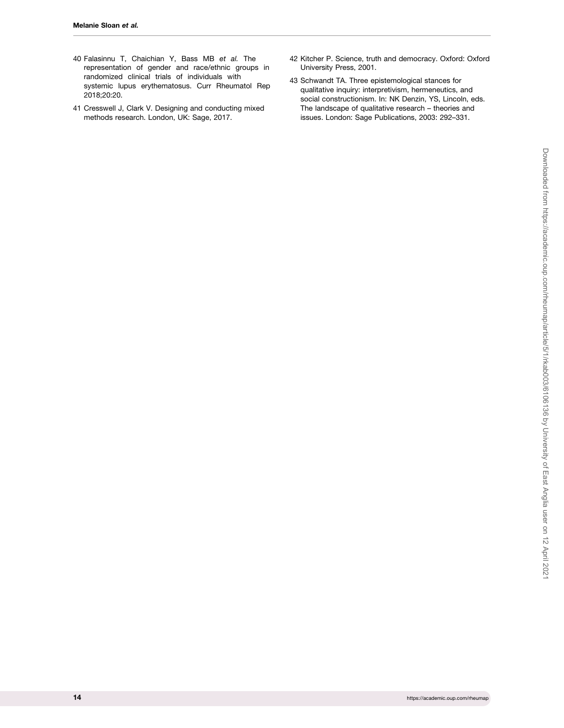40 Falasinnu T, Chaichian Y, Bass MB *et al.* The representation of gender and race/ethnic groups in randomized clinical trials of individuals with systemic lupus erythematosus. Curr Rheumatol Rep 2018;20:20.

41 Cresswell J, Clark V. Designing and conducting mixed methods research. London, UK: Sage, 2017.

42 Kitcher P. Science, truth and democracy. Oxford: Oxford University Press, 2001.

43 Schwandt TA. Three epistemological stances for qualitative inquiry: interpretivism, hermeneutics, and social constructionism. In: NK Denzin, YS, Lincoln, eds. The landscape of qualitative research – theories and issues. London: Sage Publications, 2003: 292–331.